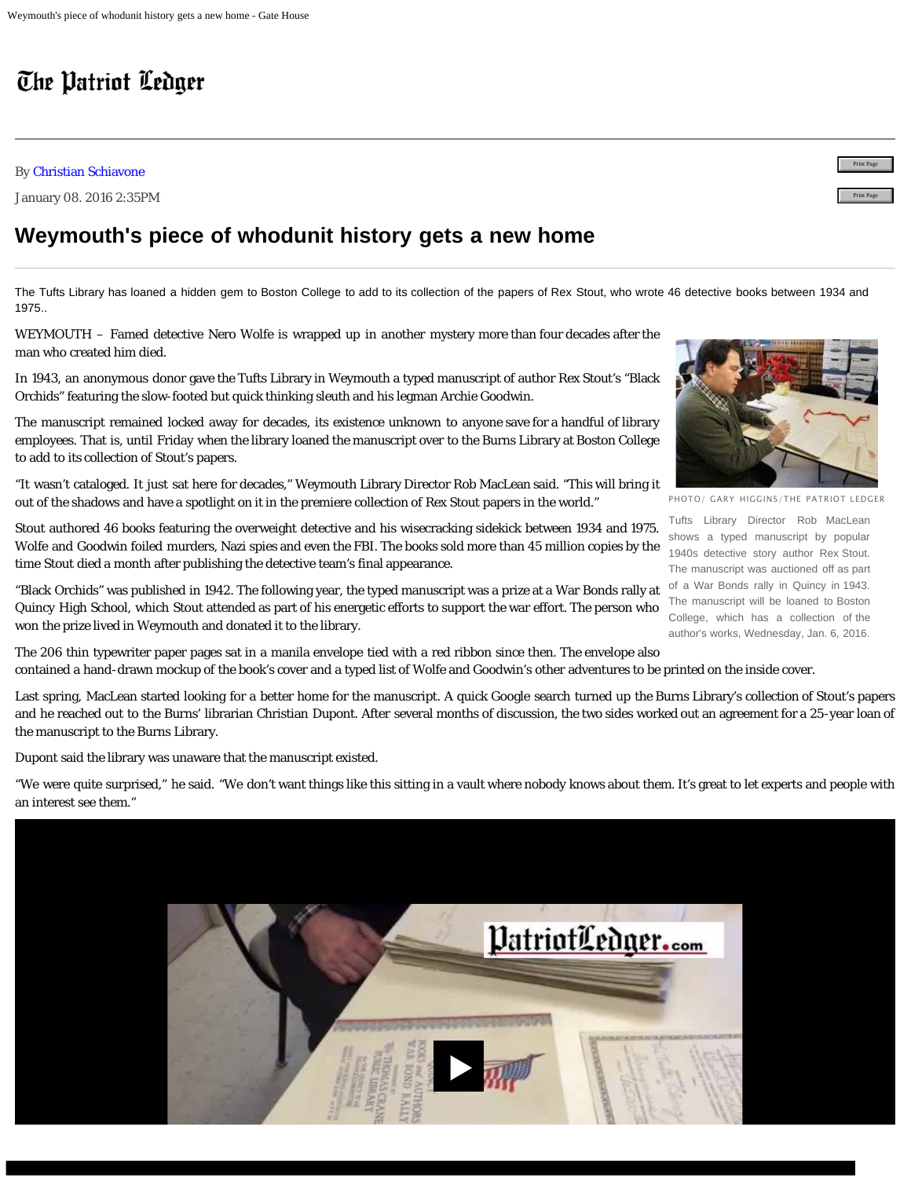# The Patriot Ledger

By Christian Schiavone

January 08. 2016 2:35PM

## Weymouth's piece of whodunit history gets a new home

The Tufts Library has loaned a hidden gem to Boston College to add to its collection of the papers of Rex Stout, who wrote 46 detective books between 1934 and 1975..

WEYMOUTH – Famed detective Nero Wolfe is wrapped up in another mystery more than four decades after the man who created him died.

In 1943, an anonymous donor gave the Tufts Library in Weymouth a typed manuscript of author Rex Stout's "Black Orchids" featuring the slow-footed but quick thinking sleuth and his legman Archie Goodwin.

The manuscript remained locked away for decades, its existence unknown to anyone save for a handful of library employees. That is, until Friday when the library loaned the manuscript over to the Burns Library at Boston College to add to its collection of Stout's papers.

"It wasn't cataloged. It just sat here for decades," Weymouth Library Director Rob MacLean said. "This will bring it out of the shadows and have a spotlight on it in the premiere collection of Rex Stout papers in the world."

PHOTO/ GARY HIGGINS/THE PATRIOT LEDGER

Tufts Library Director Rob MacLean shows a typed manuscript by popular 1940s detective story author Rex Stout. The manuscript was auctioned off as part of a War Bonds rally in Quincy in 1943. The manuscript will be loaned to Boston College, which has a collection of the author's works, Wednesday, Jan. 6, 2016.

Stout authored 46 books featuring the overweight detective and his wisecracking sidekick between 1934 and 1975. Wolfe and Goodwin foiled murders, Nazi spies and even the FBI. The books sold more than 45 million copies by the time Stout died a month after publishing the detective team's final appearance.

"Black Orchids" was published in 1942. The following year, the typed manuscript was a prize at a War Bonds rally at Quincy High School, which Stout attended as part of his energetic efforts to support the war effort. The person who won the prize lived in Weymouth and donated it to the library.

The 206 thin typewriter paper pages sat in a manila envelope tied with a red ribbon since then. The envelope also contained a hand-drawn mockup of the book's cover and a typed list of Wolfe and Goodwin's other adventures to be printed on the inside cover.

Last spring, MacLean started looking for a better home for the manuscript. A quick Google search turned up the Burns Library's collection of Stout's papers and he reached out to the Burns' librarian Christian Dupont. After several months of discussion, the two sides worked out an agreement for a 25-year loan of the manuscript to the Burns Library.

Dupont said the library was unaware that the manuscript existed.

"We were quite surprised," he said. "We don't want things like this sitting in a vault where nobody knows about them. It's great to let experts and people with an interest see them."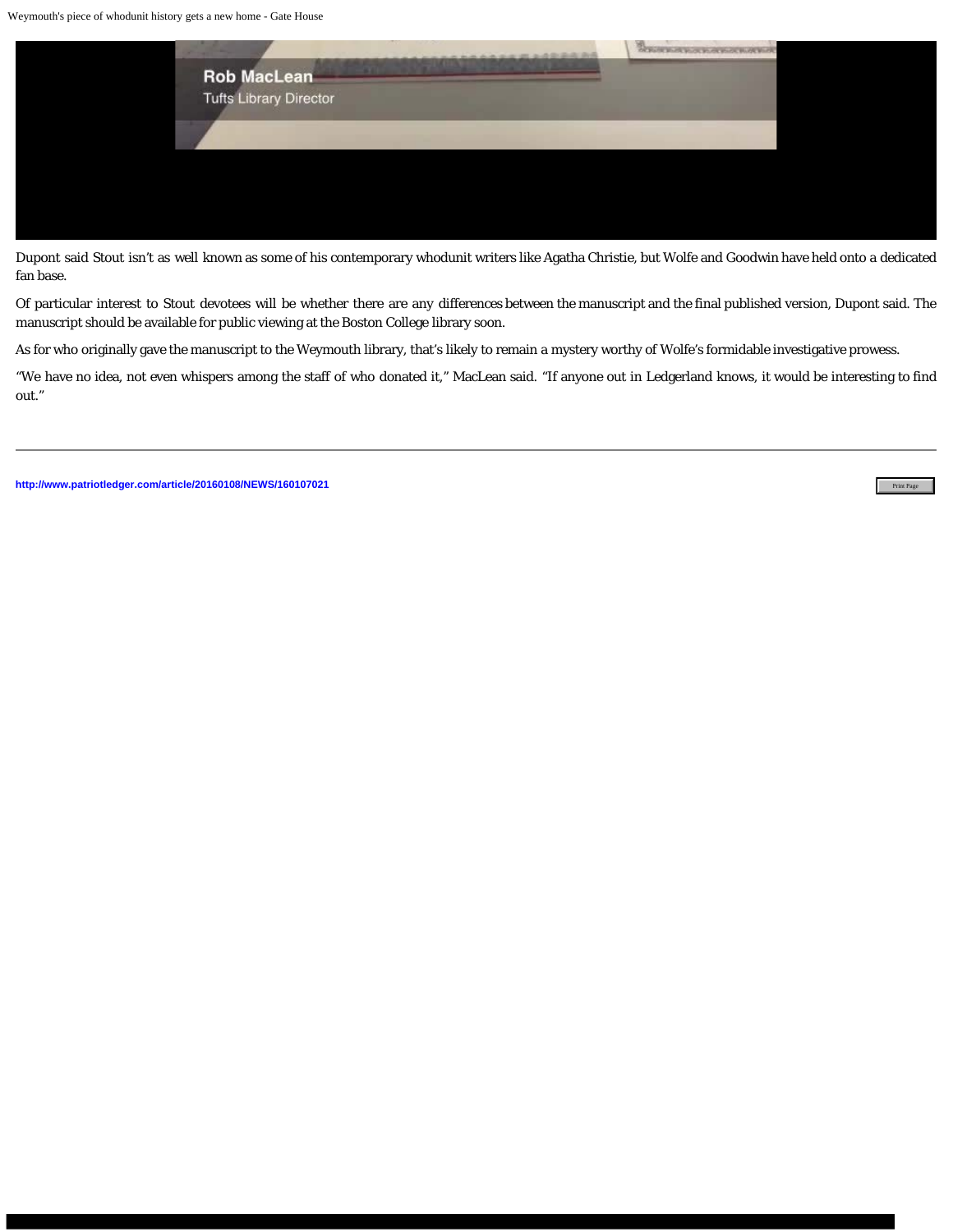Dupont said Stout isn't as well known as some of his contemporary whodunit writers like Agatha Christie, but Wolfe and Goodwin have held onto a dedicated fan base.

Of particular interest to Stout devotees will be whether there are any differences between the manuscript and the final published version, Dupont said. The manuscript should be available for public viewing at the Boston College library soon.

As for who originally gave the manuscript to the Weymouth library, that's likely to remain a mystery worthy of Wolfe's formidable investigative prowess.

"We have no idea, not even whispers among the staff of who donated it," MacLean said. "If anyone out in Ledgerland knows, it would be interesting to find out."

---

http://www.patriotledger.com/article/20160108/NEWS/160107021